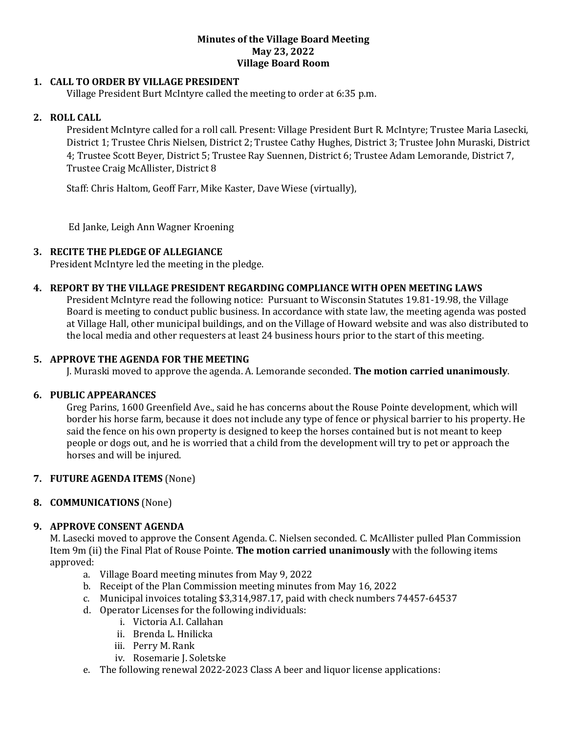**Minutes of the Village Board Meeting**
**May 23, 2022**
**Village Board Room**

**1. CALL TO ORDER BY VILLAGE PRESIDENT**

Village President Burt McIntyre called the meeting to order at 6:35 p.m.

**2. ROLL CALL**

President McIntyre called for a roll call. Present: Village President Burt R. McIntyre; Trustee Maria Lasecki, District 1; Trustee Chris Nielsen, District 2; Trustee Cathy Hughes, District 3; Trustee John Muraski, District 4; Trustee Scott Beyer, District 5; Trustee Ray Suennen, District 6; Trustee Adam Lemorande, District 7, Trustee Craig McAllister, District 8

Staff: Chris Haltom, Geoff Farr, Mike Kaster, Dave Wiese (virtually),

Ed Janke, Leigh Ann Wagner Kroening

**3. RECITE THE PLEDGE OF ALLEGIANCE**

President McIntyre led the meeting in the pledge.

**4. REPORT BY THE VILLAGE PRESIDENT REGARDING COMPLIANCE WITH OPEN MEETING LAWS**

President McIntyre read the following notice: Pursuant to Wisconsin Statutes 19.81-19.98, the Village Board is meeting to conduct public business. In accordance with state law, the meeting agenda was posted at Village Hall, other municipal buildings, and on the Village of Howard website and was also distributed to the local media and other requesters at least 24 business hours prior to the start of this meeting.

**5. APPROVE THE AGENDA FOR THE MEETING**

J. Muraski moved to approve the agenda. A. Lemorande seconded. **The motion carried unanimously**.

**6. PUBLIC APPEARANCES**

Greg Parins, 1600 Greenfield Ave., said he has concerns about the Rouse Pointe development, which will border his horse farm, because it does not include any type of fence or physical barrier to his property. He said the fence on his own property is designed to keep the horses contained but is not meant to keep people or dogs out, and he is worried that a child from the development will try to pet or approach the horses and will be injured.

**7. FUTURE AGENDA ITEMS** (None)

**8. COMMUNICATIONS** (None)

**9. APPROVE CONSENT AGENDA**

M. Lasecki moved to approve the Consent Agenda. C. Nielsen seconded. C. McAllister pulled Plan Commission Item 9m (ii) the Final Plat of Rouse Pointe. **The motion carried unanimously** with the following items approved:

a. Village Board meeting minutes from May 9, 2022
b. Receipt of the Plan Commission meeting minutes from May 16, 2022
c. Municipal invoices totaling $3,314,987.17, paid with check numbers 74457-64537
d. Operator Licenses for the following individuals:
   i. Victoria A.I. Callahan
   ii. Brenda L. Hnilicka
   iii. Perry M. Rank
   iv. Rosemarie J. Soletske
e. The following renewal 2022-2023 Class A beer and liquor license applications: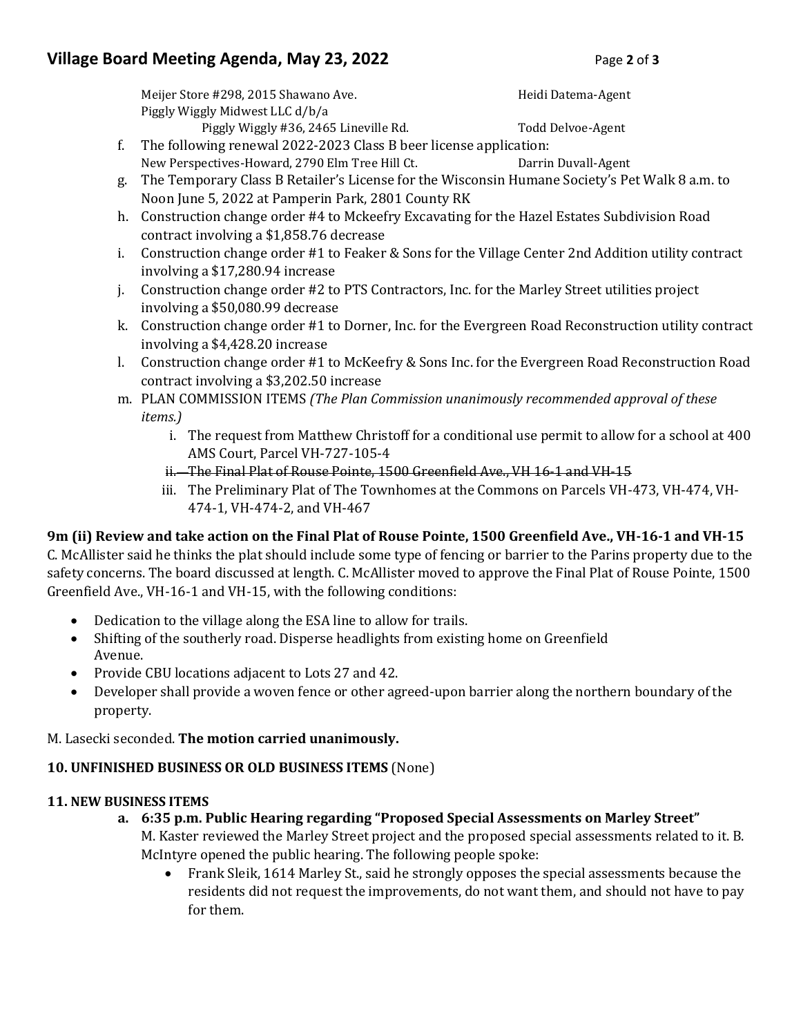Meijer Store #298, 2015 Shawano Ave. — Heidi Datema-Agent

Piggly Wiggly Midwest LLC d/b/a
Piggly Wiggly #36, 2465 Lineville Rd. — Todd Delvoe-Agent

f. The following renewal 2022-2023 Class B beer license application:
New Perspectives-Howard, 2790 Elm Tree Hill Ct. — Darrin Duvall-Agent

g. The Temporary Class B Retailer's License for the Wisconsin Humane Society's Pet Walk 8 a.m. to Noon June 5, 2022 at Pamperin Park, 2801 County RK

h. Construction change order #4 to Mckeefry Excavating for the Hazel Estates Subdivision Road contract involving a $1,858.76 decrease

i. Construction change order #1 to Feaker & Sons for the Village Center 2nd Addition utility contract involving a $17,280.94 increase

j. Construction change order #2 to PTS Contractors, Inc. for the Marley Street utilities project involving a $50,080.99 decrease

k. Construction change order #1 to Dorner, Inc. for the Evergreen Road Reconstruction utility contract involving a $4,428.20 increase

l. Construction change order #1 to McKeefry & Sons Inc. for the Evergreen Road Reconstruction Road contract involving a $3,202.50 increase

m. PLAN COMMISSION ITEMS *(The Plan Commission unanimously recommended approval of these items.)*

   i. The request from Matthew Christoff for a conditional use permit to allow for a school at 400 AMS Court, Parcel VH-727-105-4

   ii. ~~The Final Plat of Rouse Pointe, 1500 Greenfield Ave., VH 16-1 and VH-15~~

   iii. The Preliminary Plat of The Townhomes at the Commons on Parcels VH-473, VH-474, VH-474-1, VH-474-2, and VH-467

**9m (ii) Review and take action on the Final Plat of Rouse Pointe, 1500 Greenfield Ave., VH-16-1 and VH-15**

C. McAllister said he thinks the plat should include some type of fencing or barrier to the Parins property due to the safety concerns. The board discussed at length. C. McAllister moved to approve the Final Plat of Rouse Pointe, 1500 Greenfield Ave., VH-16-1 and VH-15, with the following conditions:

- Dedication to the village along the ESA line to allow for trails.
- Shifting of the southerly road. Disperse headlights from existing home on Greenfield Avenue.
- Provide CBU locations adjacent to Lots 27 and 42.
- Developer shall provide a woven fence or other agreed-upon barrier along the northern boundary of the property.

M. Lasecki seconded. **The motion carried unanimously.**

**10. UNFINISHED BUSINESS OR OLD BUSINESS ITEMS** (None)

**11. NEW BUSINESS ITEMS**

**a. 6:35 p.m. Public Hearing regarding "Proposed Special Assessments on Marley Street"**

M. Kaster reviewed the Marley Street project and the proposed special assessments related to it. B. McIntyre opened the public hearing. The following people spoke:

- Frank Sleik, 1614 Marley St., said he strongly opposes the special assessments because the residents did not request the improvements, do not want them, and should not have to pay for them.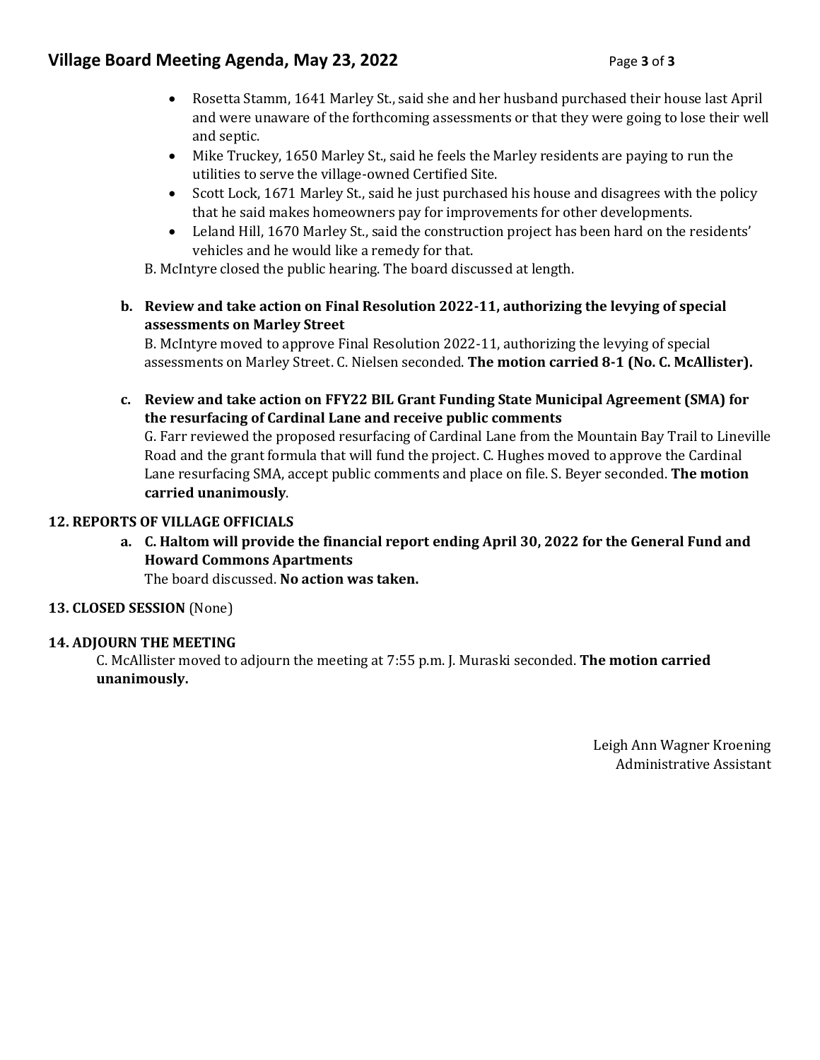- Rosetta Stamm, 1641 Marley St., said she and her husband purchased their house last April and were unaware of the forthcoming assessments or that they were going to lose their well and septic.
- Mike Truckey, 1650 Marley St., said he feels the Marley residents are paying to run the utilities to serve the village-owned Certified Site.
- Scott Lock, 1671 Marley St., said he just purchased his house and disagrees with the policy that he said makes homeowners pay for improvements for other developments.
- Leland Hill, 1670 Marley St., said the construction project has been hard on the residents' vehicles and he would like a remedy for that.

B. McIntyre closed the public hearing. The board discussed at length.

**b. Review and take action on Final Resolution 2022-11, authorizing the levying of special assessments on Marley Street**

B. McIntyre moved to approve Final Resolution 2022-11, authorizing the levying of special assessments on Marley Street. C. Nielsen seconded. **The motion carried 8-1 (No. C. McAllister).**

**c. Review and take action on FFY22 BIL Grant Funding State Municipal Agreement (SMA) for the resurfacing of Cardinal Lane and receive public comments**

G. Farr reviewed the proposed resurfacing of Cardinal Lane from the Mountain Bay Trail to Lineville Road and the grant formula that will fund the project. C. Hughes moved to approve the Cardinal Lane resurfacing SMA, accept public comments and place on file. S. Beyer seconded. **The motion carried unanimously**.

**12. REPORTS OF VILLAGE OFFICIALS**

**a. C. Haltom will provide the financial report ending April 30, 2022 for the General Fund and Howard Commons Apartments**

The board discussed. **No action was taken.**

**13. CLOSED SESSION** (None)

**14. ADJOURN THE MEETING**

C. McAllister moved to adjourn the meeting at 7:55 p.m. J. Muraski seconded. **The motion carried unanimously.**

Leigh Ann Wagner Kroening
Administrative Assistant